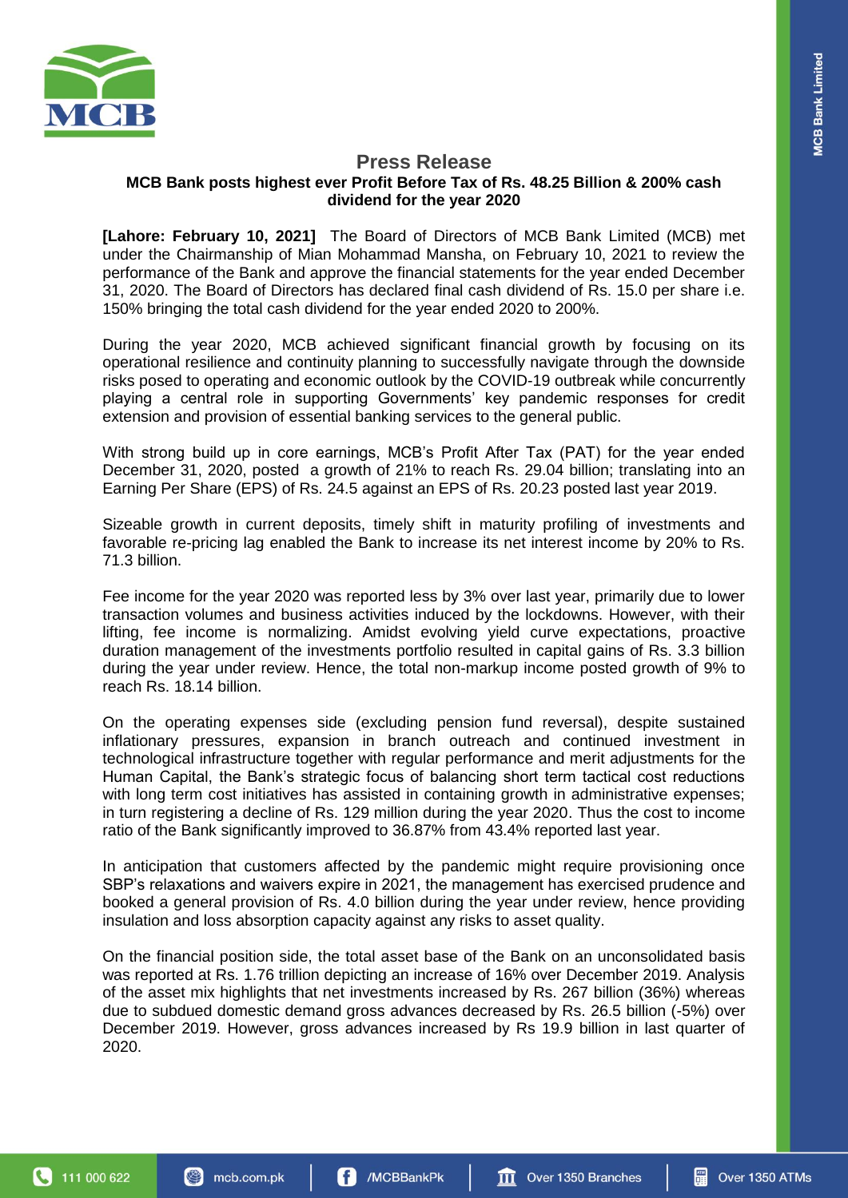# Press Release

## MCB Bank posts highest ever Profit Before Tax of Rs. 48.25 Billion & 200% cash dividend for the year 2020

**[Lahore: February 10, 2021]** The Board of Directors of MCB Bank Limited (MCB) met under the Chairmanship of Mian Mohammad Mansha, on February 10, 2021 to review the performance of the Bank and approve the financial statements for the year ended December 31, 2020. The Board of Directors has declared final cash dividend of Rs. 15.0 per share i.e. 150% bringing the total cash dividend for the year ended 2020 to 200%.

During the year 2020, MCB achieved significant financial growth by focusing on its operational resilience and continuity planning to successfully navigate through the downside risks posed to operating and economic outlook by the COVID-19 outbreak while concurrently playing a central role in supporting Governments' key pandemic responses for credit extension and provision of essential banking services to the general public.

With strong build up in core earnings, MCB's Profit After Tax (PAT) for the year ended December 31, 2020, posted a growth of 21% to reach Rs. 29.04 billion; translating into an Earning Per Share (EPS) of Rs. 24.5 against an EPS of Rs. 20.23 posted last year 2019.

Sizeable growth in current deposits, timely shift in maturity profiling of investments and favorable re-pricing lag enabled the Bank to increase its net interest income by 20% to Rs. 71.3 billion.

Fee income for the year 2020 was reported less by 3% over last year, primarily due to lower transaction volumes and business activities induced by the lockdowns. However, with their lifting, fee income is normalizing. Amidst evolving yield curve expectations, proactive duration management of the investments portfolio resulted in capital gains of Rs. 3.3 billion during the year under review. Hence, the total non-markup income posted growth of 9% to reach Rs. 18.14 billion.

On the operating expenses side (excluding pension fund reversal), despite sustained inflationary pressures, expansion in branch outreach and continued investment in technological infrastructure together with regular performance and merit adjustments for the Human Capital, the Bank's strategic focus of balancing short term tactical cost reductions with long term cost initiatives has assisted in containing growth in administrative expenses; in turn registering a decline of Rs. 129 million during the year 2020. Thus the cost to income ratio of the Bank significantly improved to 36.87% from 43.4% reported last year.

In anticipation that customers affected by the pandemic might require provisioning once SBP's relaxations and waivers expire in 2021, the management has exercised prudence and booked a general provision of Rs. 4.0 billion during the year under review, hence providing insulation and loss absorption capacity against any risks to asset quality.

On the financial position side, the total asset base of the Bank on an unconsolidated basis was reported at Rs. 1.76 trillion depicting an increase of 16% over December 2019. Analysis of the asset mix highlights that net investments increased by Rs. 267 billion (36%) whereas due to subdued domestic demand gross advances decreased by Rs. 26.5 billion (-5%) over December 2019. However, gross advances increased by Rs 19.9 billion in last quarter of 2020.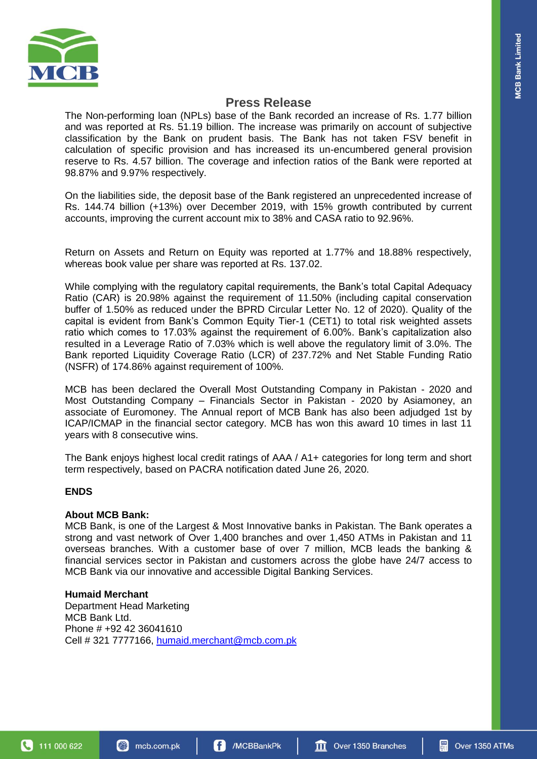## Press Release

The Non-performing loan (NPLs) base of the Bank recorded an increase of Rs. 1.77 billion and was reported at Rs. 51.19 billion. The increase was primarily on account of subjective classification by the Bank on prudent basis. The Bank has not taken FSV benefit in calculation of specific provision and has increased its un-encumbered general provision reserve to Rs. 4.57 billion. The coverage and infection ratios of the Bank were reported at 98.87% and 9.97% respectively.

On the liabilities side, the deposit base of the Bank registered an unprecedented increase of Rs. 144.74 billion (+13%) over December 2019, with 15% growth contributed by current accounts, improving the current account mix to 38% and CASA ratio to 92.96%.

Return on Assets and Return on Equity was reported at 1.77% and 18.88% respectively, whereas book value per share was reported at Rs. 137.02.

While complying with the regulatory capital requirements, the Bank's total Capital Adequacy Ratio (CAR) is 20.98% against the requirement of 11.50% (including capital conservation buffer of 1.50% as reduced under the BPRD Circular Letter No. 12 of 2020). Quality of the capital is evident from Bank's Common Equity Tier-1 (CET1) to total risk weighted assets ratio which comes to 17.03% against the requirement of 6.00%. Bank's capitalization also resulted in a Leverage Ratio of 7.03% which is well above the regulatory limit of 3.0%. The Bank reported Liquidity Coverage Ratio (LCR) of 237.72% and Net Stable Funding Ratio (NSFR) of 174.86% against requirement of 100%.

MCB has been declared the Overall Most Outstanding Company in Pakistan - 2020 and Most Outstanding Company – Financials Sector in Pakistan - 2020 by Asiamoney, an associate of Euromoney. The Annual report of MCB Bank has also been adjudged 1st by ICAP/ICMAP in the financial sector category. MCB has won this award 10 times in last 11 years with 8 consecutive wins.

The Bank enjoys highest local credit ratings of AAA / A1+ categories for long term and short term respectively, based on PACRA notification dated June 26, 2020.

**ENDS**

**About MCB Bank:**
MCB Bank, is one of the Largest & Most Innovative banks in Pakistan. The Bank operates a strong and vast network of Over 1,400 branches and over 1,450 ATMs in Pakistan and 11 overseas branches. With a customer base of over 7 million, MCB leads the banking & financial services sector in Pakistan and customers across the globe have 24/7 access to MCB Bank via our innovative and accessible Digital Banking Services.

**Humaid Merchant**
Department Head Marketing
MCB Bank Ltd.
Phone # +92 42 36041610
Cell # 321 7777166, humaid.merchant@mcb.com.pk